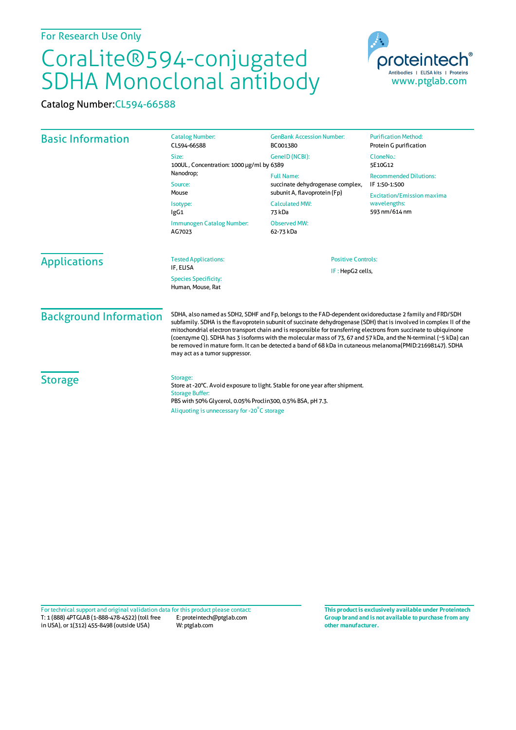For Research Use Only

# CoraLite®594-conjugated SDHA Monoclonal antibody

Catalog Number:CL594-66588

## Basic Information

Catalog Number:
CL594-66588

Size:
100UL , Concentration: 1000 μg/ml by Nanodrop;

Source:
Mouse

Isotype:
IgG1

Immunogen Catalog Number:
AG7023

GenBank Accession Number:
BC001380

GeneID (NCBI):
6389

Full Name:
succinate dehydrogenase complex, subunit A, flavoprotein (Fp)

Calculated MW:
73 kDa

Observed MW:
62-73 kDa

Purification Method:
Protein G purification

CloneNo.:
5E10G12

Recommended Dilutions:
IF 1:50-1:500

Excitation/Emission maxima wavelengths:
593 nm/614 nm

## Applications

Tested Applications:
IF, ELISA

Species Specificity:
Human, Mouse, Rat

Positive Controls:

IF : HepG2 cells,

## Background Information

SDHA, also named as SDH2, SDHF and Fp, belongs to the FAD-dependent oxidoreductase 2 family and FRD/SDH subfamily. SDHA is the flavoprotein subunit of succinate dehydrogenase (SDH) that is involved in complex II of the mitochondrial electron transport chain and is responsible for transferring electrons from succinate to ubiquinone (coenzyme Q). SDHA has 3 isoforms with the molecular mass of 73, 67 and 57 kDa, and the N-terminal (~5 kDa) can be removed in mature form. It can be detected a band of 68 kDa in cutaneous melanoma(PMID:21698147). SDHA may act as a tumor suppressor.

## Storage

Storage:
Store at -20°C. Avoid exposure to light. Stable for one year after shipment.

Storage Buffer:
PBS with 50% Glycerol, 0.05% Proclin300, 0.5% BSA, pH 7.3.

Aliquoting is unnecessary for -20°C storage

For technical support and original validation data for this product please contact:
T: 1 (888) 4PTGLAB (1-888-478-4522) (toll free in USA), or 1(312) 455-8498 (outside USA)
E: proteintech@ptglab.com
W: ptglab.com

**This product is exclusively available under Proteintech Group brand and is not available to purchase from any other manufacturer.**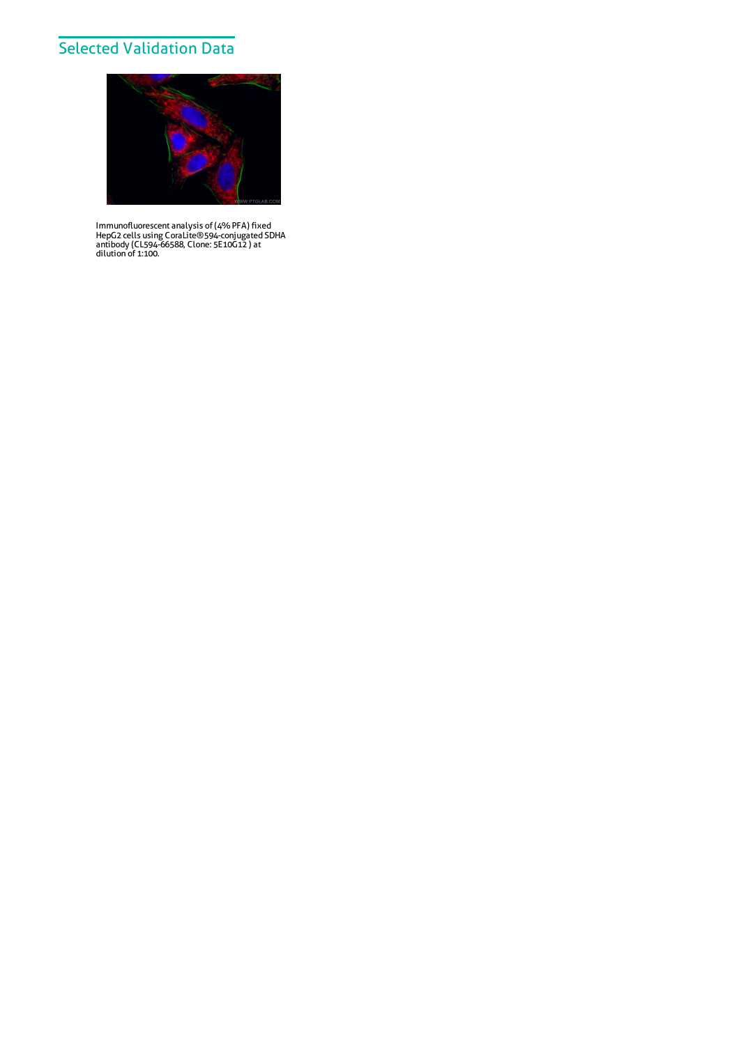## Selected Validation Data

Immunofluorescent analysis of (4% PFA) fixed HepG2 cells using CoraLite®594-conjugated SDHA antibody (CL594-66588, Clone: 5E10G12 ) at dilution of 1:100.